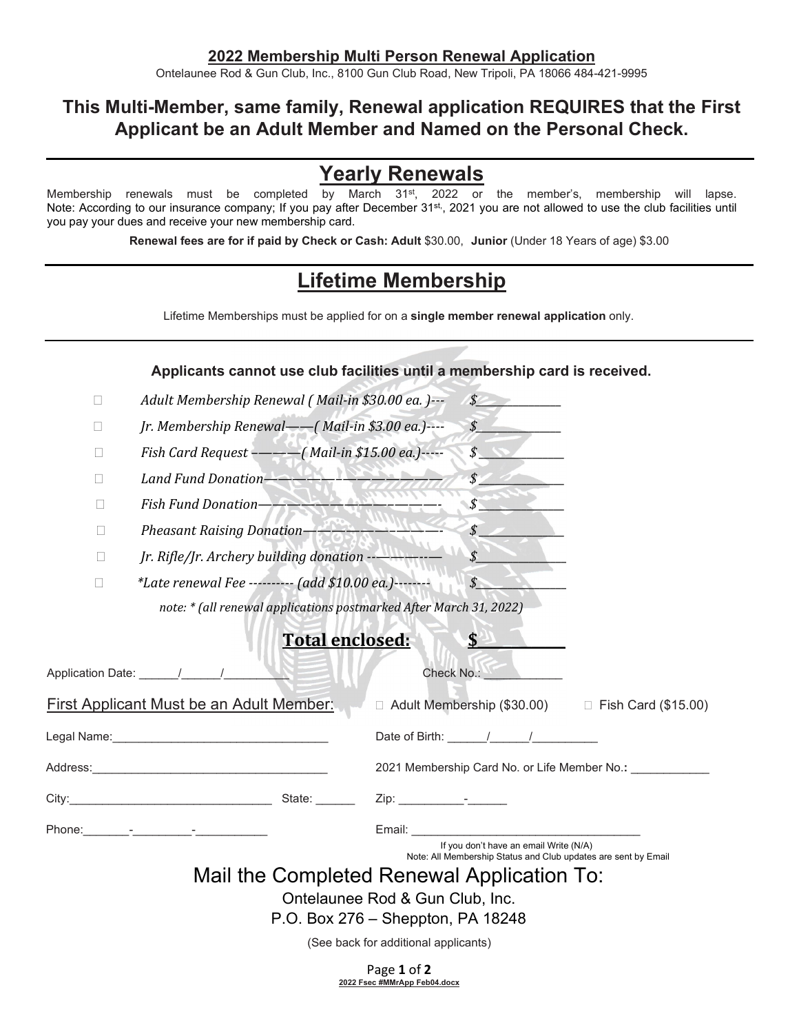**2022 Membership Multi Person Renewal Application**

Ontelaunee Rod & Gun Club, Inc., 8100 Gun Club Road, New Tripoli, PA 18066 484-421-9995

## This Multi-Member, same family, Renewal application REQUIRES that the First Applicant be an Adult Member and Named on the Personal Check.

---

# Yearly Renewals

Membership renewals must be completed by March 31st, 2022 or the member's, membership will lapse. Note: According to our insurance company; If you pay after December 31st., 2021 you are not allowed to use the club facilities until you pay your dues and receive your new membership card.

**Renewal fees are for if paid by Check or Cash: Adult** $30.00, **Junior** (Under 18 Years of age) $3.00

---

# Lifetime Membership

Lifetime Memberships must be applied for on a **single member renewal application** only.

---

**Applicants cannot use club facilities until a membership card is received.**

- ☐ *Adult Membership Renewal ( Mail-in $30.00 ea. )---* $____________
- ☐ *Jr. Membership Renewal——( Mail-in $3.00 ea.)----* $____________
- ☐ *Fish Card Request ———( Mail-in $15.00 ea.)-----* $____________
- ☐ *Land Fund Donation————————————* $____________
- ☐ *Fish Fund Donation————————————-* $____________
- ☐ *Pheasant Raising Donation——————————-* $____________
- ☐ *Jr. Rifle/Jr. Archery building donation ---————* $____________
- ☐ *\*Late renewal Fee ---------- (add $10.00 ea.)--------* $____________

*note: * (all renewal applications postmarked After March 31, 2022)*

**Total enclosed: $__________**

Application Date: ______/______/__________ Check No.: ____________

First Applicant Must be an Adult Member: ☐ Adult Membership ($30.00) ☐ Fish Card ($15.00)

Legal Name:_________________________________ Date of Birth: ______/______/__________

Address:____________________________________ 2021 Membership Card No. or Life Member No.: ____________

City:_______________________________ State: ______ Zip: __________-______

Phone:_______-_________-___________ Email: ___________________________________

If you don't have an email Write (N/A)
Note: All Membership Status and Club updates are sent by Email

## Mail the Completed Renewal Application To:

Ontelaunee Rod & Gun Club, Inc.
P.O. Box 276 – Sheppton, PA 18248

(See back for additional applicants)

2022 Fsec #MMrApp Feb04.docx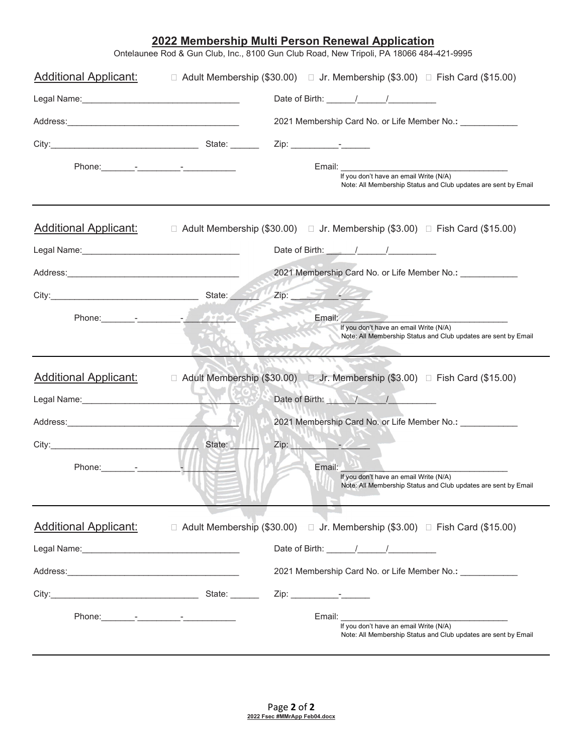## 2022 Membership Multi Person Renewal Application

Ontelaunee Rod & Gun Club, Inc., 8100 Gun Club Road, New Tripoli, PA 18066 484-421-9995

Additional Applicant: ☐ Adult Membership ($30.00) ☐ Jr. Membership ($3.00) ☐ Fish Card ($15.00)

Legal Name:________________________________ Date of Birth: ______/______/__________

Address:____________________________________ 2021 Membership Card No. or Life Member No.: ____________

City:______________________________ State: ______ Zip: __________-______

Phone:_______-_________-___________ Email: ____________________________________

If you don't have an email Write (N/A)
Note: All Membership Status and Club updates are sent by Email

---

Additional Applicant: ☐ Adult Membership ($30.00) ☐ Jr. Membership ($3.00) ☐ Fish Card ($15.00)

Legal Name:________________________________ Date of Birth: ______/______/__________

Address:____________________________________ 2021 Membership Card No. or Life Member No.: ____________

City:______________________________ State: ______ Zip: __________-______

Phone:_______-_________-___________ Email: ____________________________________

If you don't have an email Write (N/A)
Note: All Membership Status and Club updates are sent by Email

---

Additional Applicant: ☐ Adult Membership ($30.00) ☐ Jr. Membership ($3.00) ☐ Fish Card ($15.00)

Legal Name:________________________________ Date of Birth: ______/______/__________

Address:____________________________________ 2021 Membership Card No. or Life Member No.: ____________

City:______________________________ State: ______ Zip: __________-______

Phone:_______-_________-___________ Email: ____________________________________

If you don't have an email Write (N/A)
Note: All Membership Status and Club updates are sent by Email

---

Additional Applicant: ☐ Adult Membership ($30.00) ☐ Jr. Membership ($3.00) ☐ Fish Card ($15.00)

Legal Name:________________________________ Date of Birth: ______/______/__________

Address:____________________________________ 2021 Membership Card No. or Life Member No.: ____________

City:______________________________ State: ______ Zip: __________-______

Phone:_______-_________-___________ Email: ____________________________________

If you don't have an email Write (N/A)
Note: All Membership Status and Club updates are sent by Email

---

2022 Fsec #MMrApp Feb04.docx